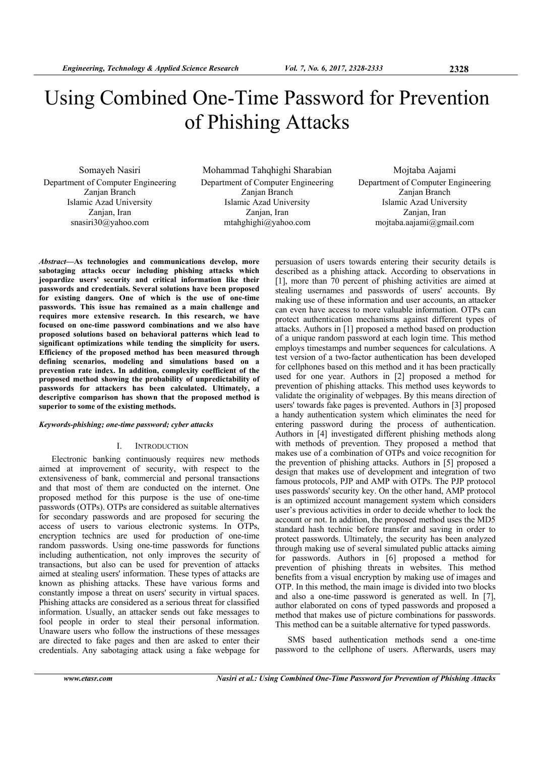# Using Combined One-Time Password for Prevention of Phishing Attacks

Somayeh Nasiri
Department of Computer Engineering
Zanjan Branch
Islamic Azad University
Zanjan, Iran
snasiri30@yahoo.com

Mohammad Tahqhighi Sharabian
Department of Computer Engineering
Zanjan Branch
Islamic Azad University
Zanjan, Iran
mtahghighi@yahoo.com

Mojtaba Aajami
Department of Computer Engineering
Zanjan Branch
Islamic Azad University
Zanjan, Iran
mojtaba.aajami@gmail.com

***Abstract*—As technologies and communications develop, more sabotaging attacks occur including phishing attacks which jeopardize users' security and critical information like their passwords and credentials. Several solutions have been proposed for existing dangers. One of which is the use of one-time passwords. This issue has remained as a main challenge and requires more extensive research. In this research, we have focused on one-time password combinations and we also have proposed solutions based on behavioral patterns which lead to significant optimizations while tending the simplicity for users. Efficiency of the proposed method has been measured through defining scenarios, modeling and simulations based on a prevention rate index. In addition, complexity coefficient of the proposed method showing the probability of unpredictability of passwords for attackers has been calculated. Ultimately, a descriptive comparison has shown that the proposed method is superior to some of the existing methods.**

***Keywords-phishing; one-time password; cyber attacks***

## I. Introduction

Electronic banking continuously requires new methods aimed at improvement of security, with respect to the extensiveness of bank, commercial and personal transactions and that most of them are conducted on the internet. One proposed method for this purpose is the use of one-time passwords (OTPs). OTPs are considered as suitable alternatives for secondary passwords and are proposed for securing the access of users to various electronic systems. In OTPs, encryption technics are used for production of one-time random passwords. Using one-time passwords for functions including authentication, not only improves the security of transactions, but also can be used for prevention of attacks aimed at stealing users' information. These types of attacks are known as phishing attacks. These have various forms and constantly impose a threat on users' security in virtual spaces. Phishing attacks are considered as a serious threat for classified information. Usually, an attacker sends out fake messages to fool people in order to steal their personal information. Unaware users who follow the instructions of these messages are directed to fake pages and then are asked to enter their credentials. Any sabotaging attack using a fake webpage for persuasion of users towards entering their security details is described as a phishing attack. According to observations in [1], more than 70 percent of phishing activities are aimed at stealing usernames and passwords of users' accounts. By making use of these information and user accounts, an attacker can even have access to more valuable information. OTPs can protect authentication mechanisms against different types of attacks. Authors in [1] proposed a method based on production of a unique random password at each login time. This method employs timestamps and number sequences for calculations. A test version of a two-factor authentication has been developed for cellphones based on this method and it has been practically used for one year. Authors in [2] proposed a method for prevention of phishing attacks. This method uses keywords to validate the originality of webpages. By this means direction of users' towards fake pages is prevented. Authors in [3] proposed a handy authentication system which eliminates the need for entering password during the process of authentication. Authors in [4] investigated different phishing methods along with methods of prevention. They proposed a method that makes use of a combination of OTPs and voice recognition for the prevention of phishing attacks. Authors in [5] proposed a design that makes use of development and integration of two famous protocols, PJP and AMP with OTPs. The PJP protocol uses passwords' security key. On the other hand, AMP protocol is an optimized account management system which considers user's previous activities in order to decide whether to lock the account or not. In addition, the proposed method uses the MD5 standard hash technic before transfer and saving in order to protect passwords. Ultimately, the security has been analyzed through making use of several simulated public attacks aiming for passwords. Authors in [6] proposed a method for prevention of phishing threats in websites. This method benefits from a visual encryption by making use of images and OTP. In this method, the main image is divided into two blocks and also a one-time password is generated as well. In [7], author elaborated on cons of typed passwords and proposed a method that makes use of picture combinations for passwords. This method can be a suitable alternative for typed passwords.

SMS based authentication methods send a one-time password to the cellphone of users. Afterwards, users may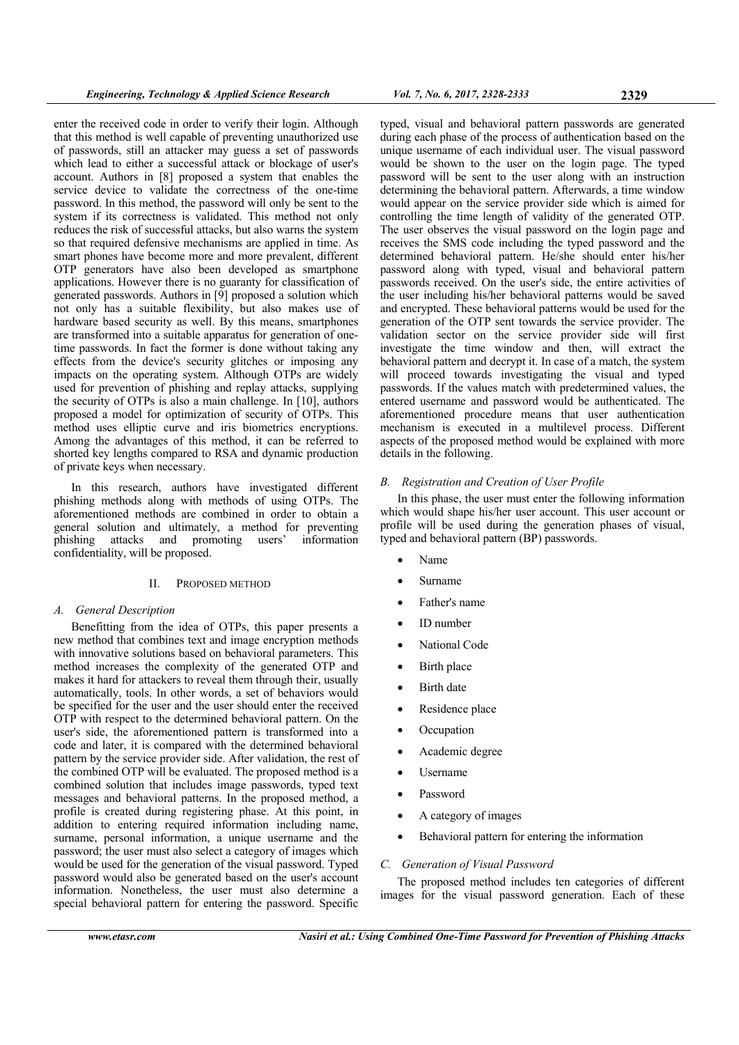enter the received code in order to verify their login. Although that this method is well capable of preventing unauthorized use of passwords, still an attacker may guess a set of passwords which lead to either a successful attack or blockage of user's account. Authors in [8] proposed a system that enables the service device to validate the correctness of the one-time password. In this method, the password will only be sent to the system if its correctness is validated. This method not only reduces the risk of successful attacks, but also warns the system so that required defensive mechanisms are applied in time. As smart phones have become more and more prevalent, different OTP generators have also been developed as smartphone applications. However there is no guaranty for classification of generated passwords. Authors in [9] proposed a solution which not only has a suitable flexibility, but also makes use of hardware based security as well. By this means, smartphones are transformed into a suitable apparatus for generation of one-time passwords. In fact the former is done without taking any effects from the device's security glitches or imposing any impacts on the operating system. Although OTPs are widely used for prevention of phishing and replay attacks, supplying the security of OTPs is also a main challenge. In [10], authors proposed a model for optimization of security of OTPs. This method uses elliptic curve and iris biometrics encryptions. Among the advantages of this method, it can be referred to shorted key lengths compared to RSA and dynamic production of private keys when necessary.

In this research, authors have investigated different phishing methods along with methods of using OTPs. The aforementioned methods are combined in order to obtain a general solution and ultimately, a method for preventing phishing attacks and promoting users' information confidentiality, will be proposed.

## II. Proposed Method

### A. General Description

Benefitting from the idea of OTPs, this paper presents a new method that combines text and image encryption methods with innovative solutions based on behavioral parameters. This method increases the complexity of the generated OTP and makes it hard for attackers to reveal them through their, usually automatically, tools. In other words, a set of behaviors would be specified for the user and the user should enter the received OTP with respect to the determined behavioral pattern. On the user's side, the aforementioned pattern is transformed into a code and later, it is compared with the determined behavioral pattern by the service provider side. After validation, the rest of the combined OTP will be evaluated. The proposed method is a combined solution that includes image passwords, typed text messages and behavioral patterns. In the proposed method, a profile is created during registering phase. At this point, in addition to entering required information including name, surname, personal information, a unique username and the password; the user must also select a category of images which would be used for the generation of the visual password. Typed password would also be generated based on the user's account information. Nonetheless, the user must also determine a special behavioral pattern for entering the password. Specific typed, visual and behavioral pattern passwords are generated during each phase of the process of authentication based on the unique username of each individual user. The visual password would be shown to the user on the login page. The typed password will be sent to the user along with an instruction determining the behavioral pattern. Afterwards, a time window would appear on the service provider side which is aimed for controlling the time length of validity of the generated OTP. The user observes the visual password on the login page and receives the SMS code including the typed password and the determined behavioral pattern. He/she should enter his/her password along with typed, visual and behavioral pattern passwords received. On the user's side, the entire activities of the user including his/her behavioral patterns would be saved and encrypted. These behavioral patterns would be used for the generation of the OTP sent towards the service provider. The validation sector on the service provider side will first investigate the time window and then, will extract the behavioral pattern and decrypt it. In case of a match, the system will proceed towards investigating the visual and typed passwords. If the values match with predetermined values, the entered username and password would be authenticated. The aforementioned procedure means that user authentication mechanism is executed in a multilevel process. Different aspects of the proposed method would be explained with more details in the following.

### B. Registration and Creation of User Profile

In this phase, the user must enter the following information which would shape his/her user account. This user account or profile will be used during the generation phases of visual, typed and behavioral pattern (BP) passwords.

- Name
- Surname
- Father's name
- ID number
- National Code
- Birth place
- Birth date
- Residence place
- Occupation
- Academic degree
- Username
- Password
- A category of images
- Behavioral pattern for entering the information

### C. Generation of Visual Password

The proposed method includes ten categories of different images for the visual password generation. Each of these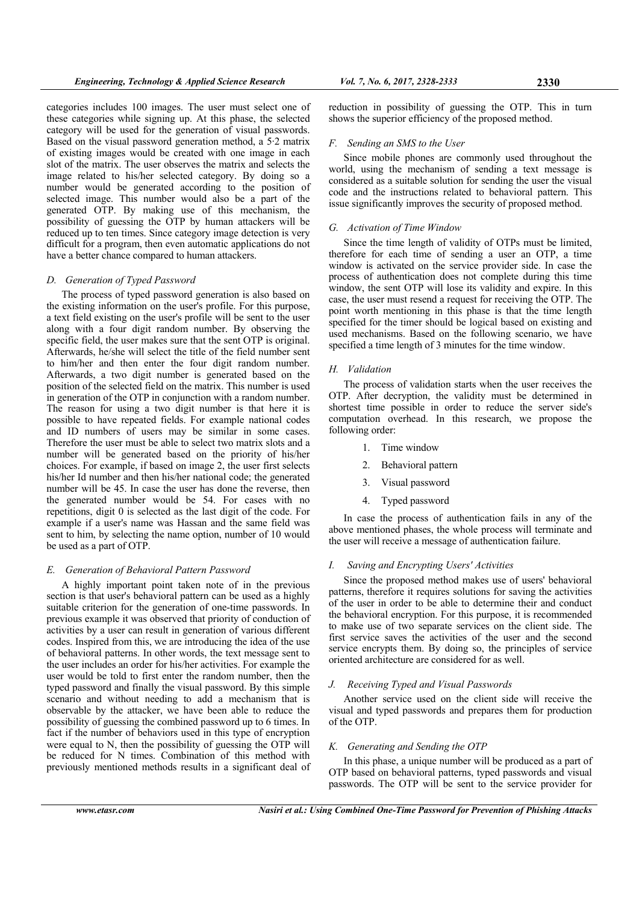categories includes 100 images. The user must select one of these categories while signing up. At this phase, the selected category will be used for the generation of visual passwords. Based on the visual password generation method, a 5·2 matrix of existing images would be created with one image in each slot of the matrix. The user observes the matrix and selects the image related to his/her selected category. By doing so a number would be generated according to the position of selected image. This number would also be a part of the generated OTP. By making use of this mechanism, the possibility of guessing the OTP by human attackers will be reduced up to ten times. Since category image detection is very difficult for a program, then even automatic applications do not have a better chance compared to human attackers.

### *D. Generation of Typed Password*

The process of typed password generation is also based on the existing information on the user's profile. For this purpose, a text field existing on the user's profile will be sent to the user along with a four digit random number. By observing the specific field, the user makes sure that the sent OTP is original. Afterwards, he/she will select the title of the field number sent to him/her and then enter the four digit random number. Afterwards, a two digit number is generated based on the position of the selected field on the matrix. This number is used in generation of the OTP in conjunction with a random number. The reason for using a two digit number is that here it is possible to have repeated fields. For example national codes and ID numbers of users may be similar in some cases. Therefore the user must be able to select two matrix slots and a number will be generated based on the priority of his/her choices. For example, if based on image 2, the user first selects his/her Id number and then his/her national code; the generated number will be 45. In case the user has done the reverse, then the generated number would be 54. For cases with no repetitions, digit 0 is selected as the last digit of the code. For example if a user's name was Hassan and the same field was sent to him, by selecting the name option, number of 10 would be used as a part of OTP.

### *E. Generation of Behavioral Pattern Password*

A highly important point taken note of in the previous section is that user's behavioral pattern can be used as a highly suitable criterion for the generation of one-time passwords. In previous example it was observed that priority of conduction of activities by a user can result in generation of various different codes. Inspired from this, we are introducing the idea of the use of behavioral patterns. In other words, the text message sent to the user includes an order for his/her activities. For example the user would be told to first enter the random number, then the typed password and finally the visual password. By this simple scenario and without needing to add a mechanism that is observable by the attacker, we have been able to reduce the possibility of guessing the combined password up to 6 times. In fact if the number of behaviors used in this type of encryption were equal to N, then the possibility of guessing the OTP will be reduced for N times. Combination of this method with previously mentioned methods results in a significant deal of reduction in possibility of guessing the OTP. This in turn shows the superior efficiency of the proposed method.

### *F. Sending an SMS to the User*

Since mobile phones are commonly used throughout the world, using the mechanism of sending a text message is considered as a suitable solution for sending the user the visual code and the instructions related to behavioral pattern. This issue significantly improves the security of proposed method.

### *G. Activation of Time Window*

Since the time length of validity of OTPs must be limited, therefore for each time of sending a user an OTP, a time window is activated on the service provider side. In case the process of authentication does not complete during this time window, the sent OTP will lose its validity and expire. In this case, the user must resend a request for receiving the OTP. The point worth mentioning in this phase is that the time length specified for the timer should be logical based on existing and used mechanisms. Based on the following scenario, we have specified a time length of 3 minutes for the time window.

### *H. Validation*

The process of validation starts when the user receives the OTP. After decryption, the validity must be determined in shortest time possible in order to reduce the server side's computation overhead. In this research, we propose the following order:

1. Time window
2. Behavioral pattern
3. Visual password
4. Typed password

In case the process of authentication fails in any of the above mentioned phases, the whole process will terminate and the user will receive a message of authentication failure.

### *I. Saving and Encrypting Users' Activities*

Since the proposed method makes use of users' behavioral patterns, therefore it requires solutions for saving the activities of the user in order to be able to determine their and conduct the behavioral encryption. For this purpose, it is recommended to make use of two separate services on the client side. The first service saves the activities of the user and the second service encrypts them. By doing so, the principles of service oriented architecture are considered for as well.

### *J. Receiving Typed and Visual Passwords*

Another service used on the client side will receive the visual and typed passwords and prepares them for production of the OTP.

### *K. Generating and Sending the OTP*

In this phase, a unique number will be produced as a part of OTP based on behavioral patterns, typed passwords and visual passwords. The OTP will be sent to the service provider for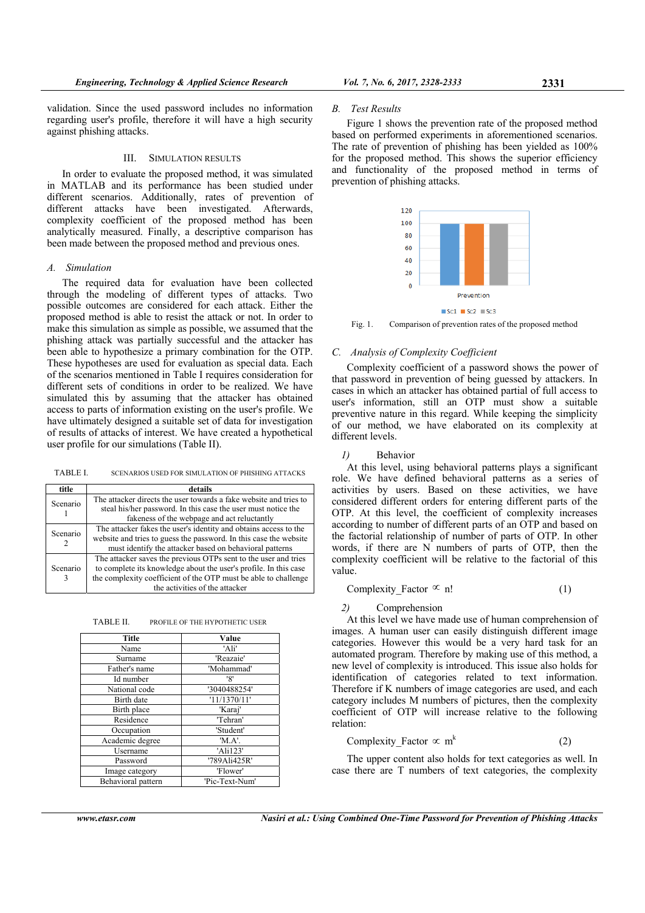validation. Since the used password includes no information regarding user's profile, therefore it will have a high security against phishing attacks.

## III. Simulation Results

In order to evaluate the proposed method, it was simulated in MATLAB and its performance has been studied under different scenarios. Additionally, rates of prevention of different attacks have been investigated. Afterwards, complexity coefficient of the proposed method has been analytically measured. Finally, a descriptive comparison has been made between the proposed method and previous ones.

### *A. Simulation*

The required data for evaluation have been collected through the modeling of different types of attacks. Two possible outcomes are considered for each attack. Either the proposed method is able to resist the attack or not. In order to make this simulation as simple as possible, we assumed that the phishing attack was partially successful and the attacker has been able to hypothesize a primary combination for the OTP. These hypotheses are used for evaluation as special data. Each of the scenarios mentioned in Table I requires consideration for different sets of conditions in order to be realized. We have simulated this by assuming that the attacker has obtained access to parts of information existing on the user's profile. We have ultimately designed a suitable set of data for investigation of results of attacks of interest. We have created a hypothetical user profile for our simulations (Table II).

TABLE I. SCENARIOS USED FOR SIMULATION OF PHISHING ATTACKS

| title | details |
|---|---|
| Scenario 1 | The attacker directs the user towards a fake website and tries to steal his/her password. In this case the user must notice the fakeness of the webpage and act reluctantly |
| Scenario 2 | The attacker fakes the user's identity and obtains access to the website and tries to guess the password. In this case the website must identify the attacker based on behavioral patterns |
| Scenario 3 | The attacker saves the previous OTPs sent to the user and tries to complete its knowledge about the user's profile. In this case the complexity coefficient of the OTP must be able to challenge the activities of the attacker |

TABLE II. PROFILE OF THE HYPOTHETIC USER

| Title | Value |
|---|---|
| Name | 'Ali' |
| Surname | 'Reazaie' |
| Father's name | 'Mohammad' |
| Id number | '8' |
| National code | '3040488254' |
| Birth date | '11/1370/11' |
| Birth place | 'Karaj' |
| Residence | 'Tehran' |
| Occupation | 'Student' |
| Academic degree | 'M.A'. |
| Username | 'Ali123' |
| Password | '789Ali425R' |
| Image category | 'Flower' |
| Behavioral pattern | 'Pic-Text-Num' |

### *B. Test Results*

Figure 1 shows the prevention rate of the proposed method based on performed experiments in aforementioned scenarios. The rate of prevention of phishing has been yielded as 100% for the proposed method. This shows the superior efficiency and functionality of the proposed method in terms of prevention of phishing attacks.

Fig. 1. Comparison of prevention rates of the proposed method

### *C. Analysis of Complexity Coefficient*

Complexity coefficient of a password shows the power of that password in prevention of being guessed by attackers. In cases in which an attacker has obtained partial of full access to user's information, still an OTP must show a suitable preventive nature in this regard. While keeping the simplicity of our method, we have elaborated on its complexity at different levels.

*1)* Behavior

At this level, using behavioral patterns plays a significant role. We have defined behavioral patterns as a series of activities by users. Based on these activities, we have considered different orders for entering different parts of the OTP. At this level, the coefficient of complexity increases according to number of different parts of an OTP and based on the factorial relationship of number of parts of OTP. In other words, if there are N numbers of parts of OTP, then the complexity coefficient will be relative to the factorial of this value.

$$\text{Complexity\_Factor} \propto n! \tag{1}$$

*2)* Comprehension

At this level we have made use of human comprehension of images. A human user can easily distinguish different image categories. However this would be a very hard task for an automated program. Therefore by making use of this method, a new level of complexity is introduced. This issue also holds for identification of categories related to text information. Therefore if K numbers of image categories are used, and each category includes M numbers of pictures, then the complexity coefficient of OTP will increase relative to the following relation:

$$\text{Complexity\_Factor} \propto m^k \tag{2}$$

The upper content also holds for text categories as well. In case there are T numbers of text categories, the complexity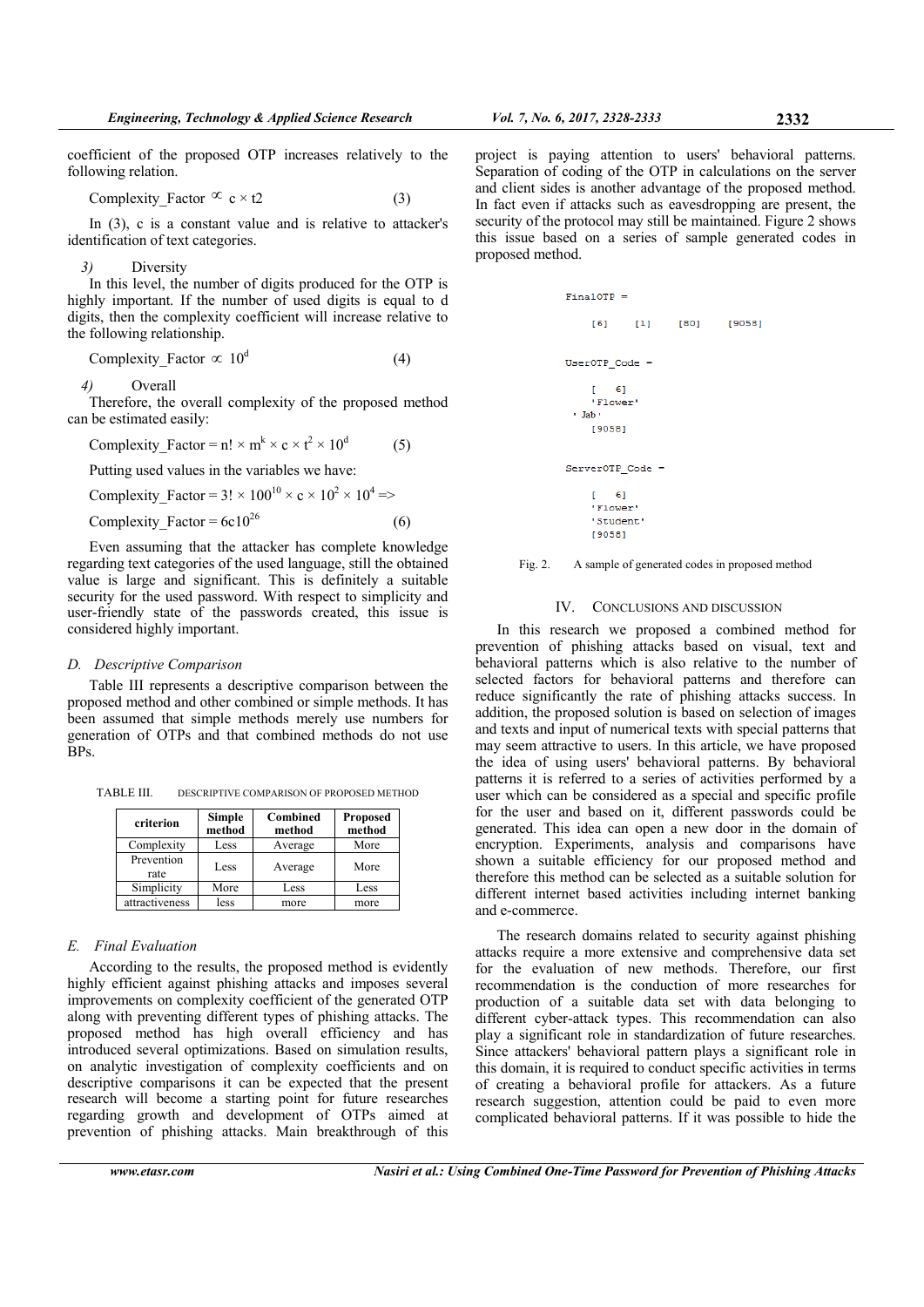coefficient of the proposed OTP increases relatively to the following relation.

$$Complexity\_Factor \propto c \times t2 \quad (3)$$

In (3), c is a constant value and is relative to attacker's identification of text categories.

*3)* Diversity

In this level, the number of digits produced for the OTP is highly important. If the number of used digits is equal to d digits, then the complexity coefficient will increase relative to the following relationship.

$$Complexity\_Factor \propto 10^d \quad (4)$$

*4)* Overall

Therefore, the overall complexity of the proposed method can be estimated easily:

$$Complexity\_Factor = n! \times m^k \times c \times t^2 \times 10^d \quad (5)$$

Putting used values in the variables we have:

$$Complexity\_Factor = 3! \times 100^{10} \times c \times 10^2 \times 10^4 \Rightarrow$$

$$Complexity\_Factor = 6c10^{26} \quad (6)$$

Even assuming that the attacker has complete knowledge regarding text categories of the used language, still the obtained value is large and significant. This is definitely a suitable security for the used password. With respect to simplicity and user-friendly state of the passwords created, this issue is considered highly important.

### *D. Descriptive Comparison*

Table III represents a descriptive comparison between the proposed method and other combined or simple methods. It has been assumed that simple methods merely use numbers for generation of OTPs and that combined methods do not use BPs.

TABLE III. DESCRIPTIVE COMPARISON OF PROPOSED METHOD

| criterion | Simple method | Combined method | Proposed method |
|---|---|---|---|
| Complexity | Less | Average | More |
| Prevention rate | Less | Average | More |
| Simplicity | More | Less | Less |
| attractiveness | less | more | more |

### *E. Final Evaluation*

According to the results, the proposed method is evidently highly efficient against phishing attacks and imposes several improvements on complexity coefficient of the generated OTP along with preventing different types of phishing attacks. The proposed method has high overall efficiency and has introduced several optimizations. Based on simulation results, on analytic investigation of complexity coefficients and on descriptive comparisons it can be expected that the present research will become a starting point for future researches regarding growth and development of OTPs aimed at prevention of phishing attacks. Main breakthrough of this project is paying attention to users' behavioral patterns. Separation of coding of the OTP in calculations on the server and client sides is another advantage of the proposed method. In fact even if attacks such as eavesdropping are present, the security of the protocol may still be maintained. Figure 2 shows this issue based on a series of sample generated codes in proposed method.

```
FinalOTP =

    [6]    [1]    [80]    [9058]


UserOTP_Code =

    [    6]
    'Flower'
  ' Jab'
    [9058]


ServerOTP_Code =

    [    6]
    'Flower'
    'Student'
    [9058]
```

Fig. 2. A sample of generated codes in proposed method

## IV. CONCLUSIONS AND DISCUSSION

In this research we proposed a combined method for prevention of phishing attacks based on visual, text and behavioral patterns which is also relative to the number of selected factors for behavioral patterns and therefore can reduce significantly the rate of phishing attacks success. In addition, the proposed solution is based on selection of images and texts and input of numerical texts with special patterns that may seem attractive to users. In this article, we have proposed the idea of using users' behavioral patterns. By behavioral patterns it is referred to a series of activities performed by a user which can be considered as a special and specific profile for the user and based on it, different passwords could be generated. This idea can open a new door in the domain of encryption. Experiments, analysis and comparisons have shown a suitable efficiency for our proposed method and therefore this method can be selected as a suitable solution for different internet based activities including internet banking and e-commerce.

The research domains related to security against phishing attacks require a more extensive and comprehensive data set for the evaluation of new methods. Therefore, our first recommendation is the conduction of more researches for production of a suitable data set with data belonging to different cyber-attack types. This recommendation can also play a significant role in standardization of future researches. Since attackers' behavioral pattern plays a significant role in this domain, it is required to conduct specific activities in terms of creating a behavioral profile for attackers. As a future research suggestion, attention could be paid to even more complicated behavioral patterns. If it was possible to hide the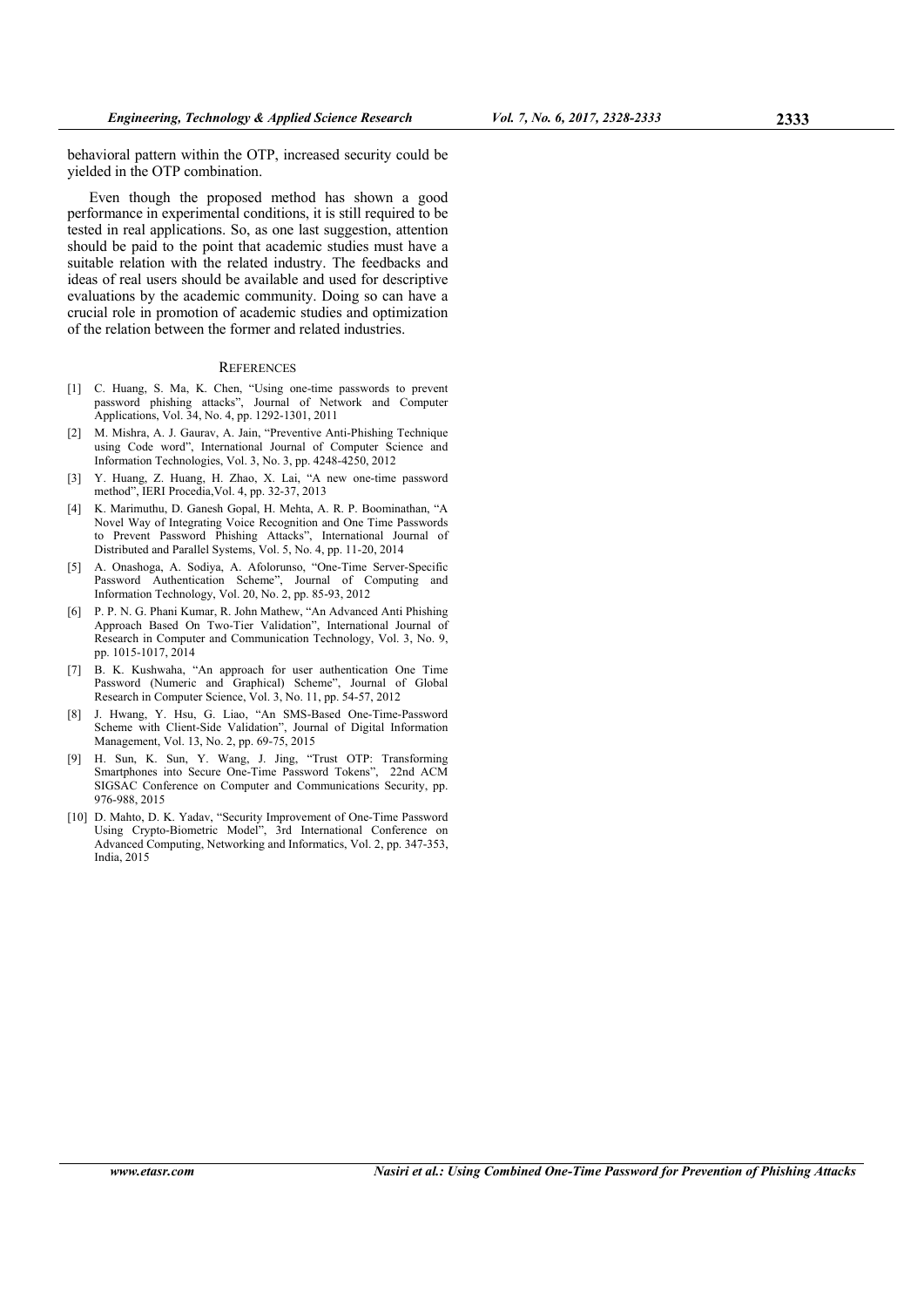behavioral pattern within the OTP, increased security could be yielded in the OTP combination.

Even though the proposed method has shown a good performance in experimental conditions, it is still required to be tested in real applications. So, as one last suggestion, attention should be paid to the point that academic studies must have a suitable relation with the related industry. The feedbacks and ideas of real users should be available and used for descriptive evaluations by the academic community. Doing so can have a crucial role in promotion of academic studies and optimization of the relation between the former and related industries.

## REFERENCES

[1] C. Huang, S. Ma, K. Chen, "Using one-time passwords to prevent password phishing attacks", Journal of Network and Computer Applications, Vol. 34, No. 4, pp. 1292-1301, 2011

[2] M. Mishra, A. J. Gaurav, A. Jain, "Preventive Anti-Phishing Technique using Code word", International Journal of Computer Science and Information Technologies, Vol. 3, No. 3, pp. 4248-4250, 2012

[3] Y. Huang, Z. Huang, H. Zhao, X. Lai, "A new one-time password method", IERI Procedia,Vol. 4, pp. 32-37, 2013

[4] K. Marimuthu, D. Ganesh Gopal, H. Mehta, A. R. P. Boominathan, "A Novel Way of Integrating Voice Recognition and One Time Passwords to Prevent Password Phishing Attacks", International Journal of Distributed and Parallel Systems, Vol. 5, No. 4, pp. 11-20, 2014

[5] A. Onashoga, A. Sodiya, A. Afolorunso, "One-Time Server-Specific Password Authentication Scheme", Journal of Computing and Information Technology, Vol. 20, No. 2, pp. 85-93, 2012

[6] P. P. N. G. Phani Kumar, R. John Mathew, "An Advanced Anti Phishing Approach Based On Two-Tier Validation", International Journal of Research in Computer and Communication Technology, Vol. 3, No. 9, pp. 1015-1017, 2014

[7] B. K. Kushwaha, "An approach for user authentication One Time Password (Numeric and Graphical) Scheme", Journal of Global Research in Computer Science, Vol. 3, No. 11, pp. 54-57, 2012

[8] J. Hwang, Y. Hsu, G. Liao, "An SMS-Based One-Time-Password Scheme with Client-Side Validation", Journal of Digital Information Management, Vol. 13, No. 2, pp. 69-75, 2015

[9] H. Sun, K. Sun, Y. Wang, J. Jing, "Trust OTP: Transforming Smartphones into Secure One-Time Password Tokens", 22nd ACM SIGSAC Conference on Computer and Communications Security, pp. 976-988, 2015

[10] D. Mahto, D. K. Yadav, "Security Improvement of One-Time Password Using Crypto-Biometric Model", 3rd International Conference on Advanced Computing, Networking and Informatics, Vol. 2, pp. 347-353, India, 2015